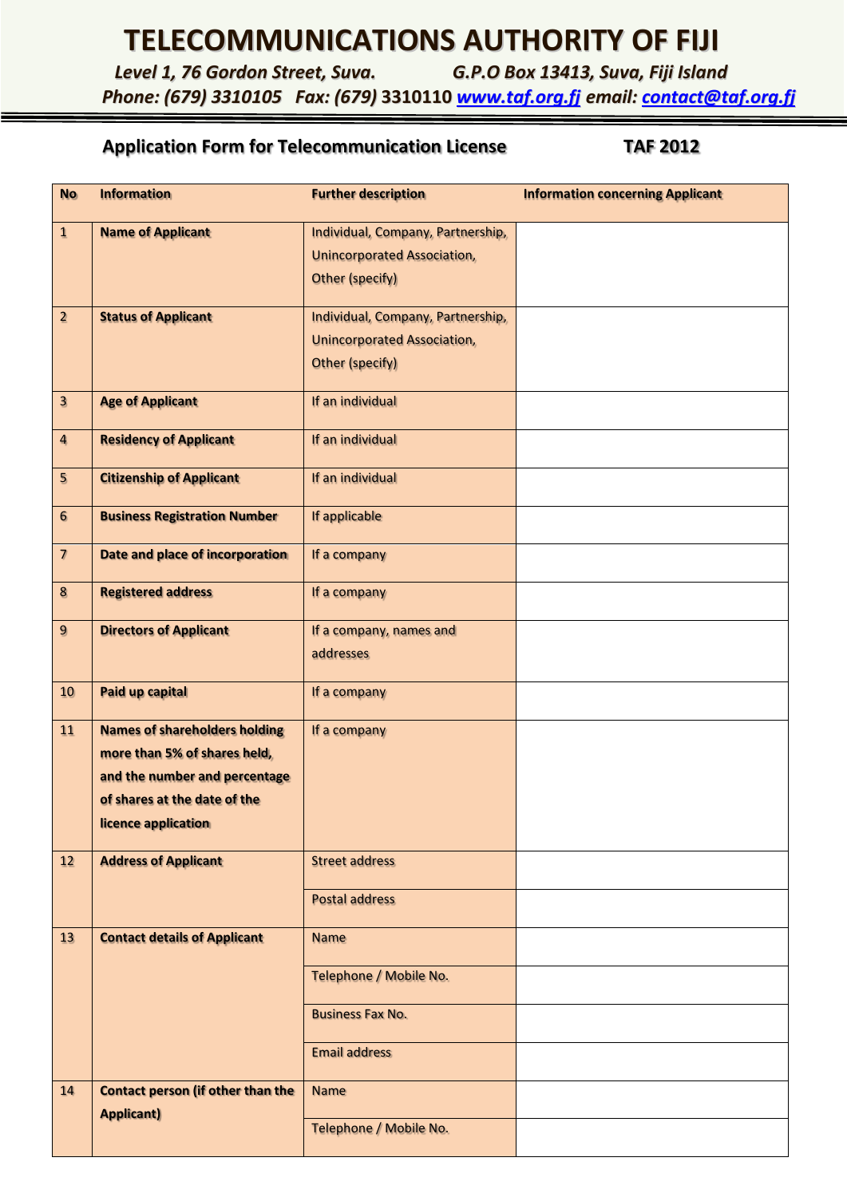# TELECOMMUNICATIONS AUTHORITY OF FIJI

*Level 1, 76 Gordon Street, Suva.　　G.P.O Box 13413, Suva, Fiji Island*

*Phone: (679) 3310105 Fax: (679) 3310110 www.taf.org.fj email: contact@taf.org.fj*

## Application Form for Telecommunication License　　TAF 2012

| No | Information | Further description | Information concerning Applicant |
|---|---|---|---|
| 1 | **Name of Applicant** | Individual, Company, Partnership, Unincorporated Association, Other (specify) | |
| 2 | **Status of Applicant** | Individual, Company, Partnership, Unincorporated Association, Other (specify) | |
| 3 | **Age of Applicant** | If an individual | |
| 4 | **Residency of Applicant** | If an individual | |
| 5 | **Citizenship of Applicant** | If an individual | |
| 6 | **Business Registration Number** | If applicable | |
| 7 | **Date and place of incorporation** | If a company | |
| 8 | **Registered address** | If a company | |
| 9 | **Directors of Applicant** | If a company, names and addresses | |
| 10 | **Paid up capital** | If a company | |
| 11 | **Names of shareholders holding more than 5% of shares held, and the number and percentage of shares at the date of the licence application** | If a company | |
| 12 | **Address of Applicant** | Street address | |
| | | Postal address | |
| 13 | **Contact details of Applicant** | Name | |
| | | Telephone / Mobile No. | |
| | | Business Fax No. | |
| | | Email address | |
| 14 | **Contact person (if other than the Applicant)** | Name | |
| | | Telephone / Mobile No. | |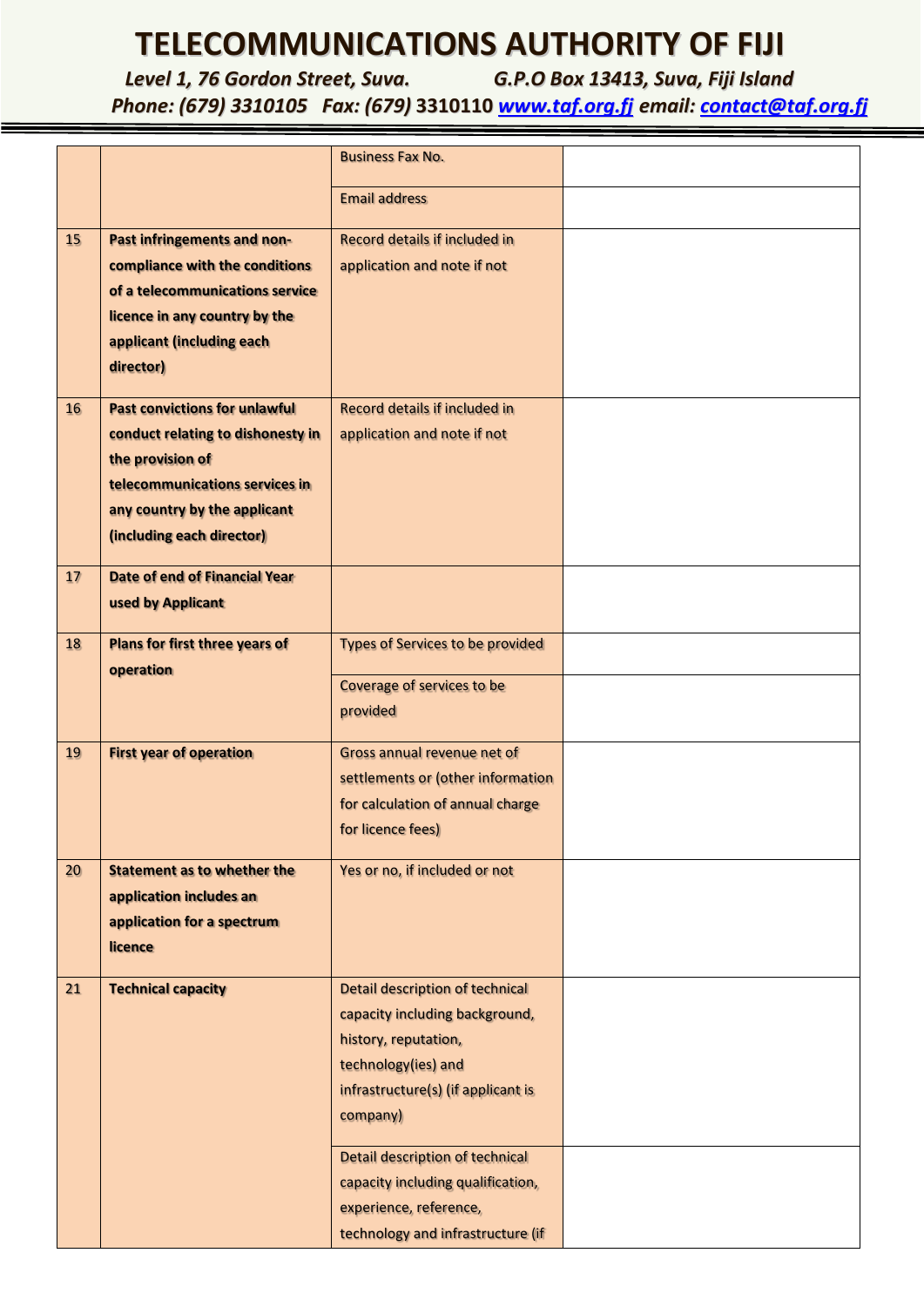| | | | |
|---|---|---|---|
| | | Business Fax No. | |
| | | Email address | |
| 15 | **Past infringements and non-compliance with the conditions of a telecommunications service licence in any country by the applicant (including each director)** | Record details if included in application and note if not | |
| 16 | **Past convictions for unlawful conduct relating to dishonesty in the provision of telecommunications services in any country by the applicant (including each director)** | Record details if included in application and note if not | |
| 17 | **Date of end of Financial Year used by Applicant** | | |
| 18 | **Plans for first three years of operation** | Types of Services to be provided | |
| | | Coverage of services to be provided | |
| 19 | **First year of operation** | Gross annual revenue net of settlements or (other information for calculation of annual charge for licence fees) | |
| 20 | **Statement as to whether the application includes an application for a spectrum licence** | Yes or no, if included or not | |
| 21 | **Technical capacity** | Detail description of technical capacity including background, history, reputation, technology(ies) and infrastructure(s) (if applicant is company) | |
| | | Detail description of technical capacity including qualification, experience, reference, technology and infrastructure (if | |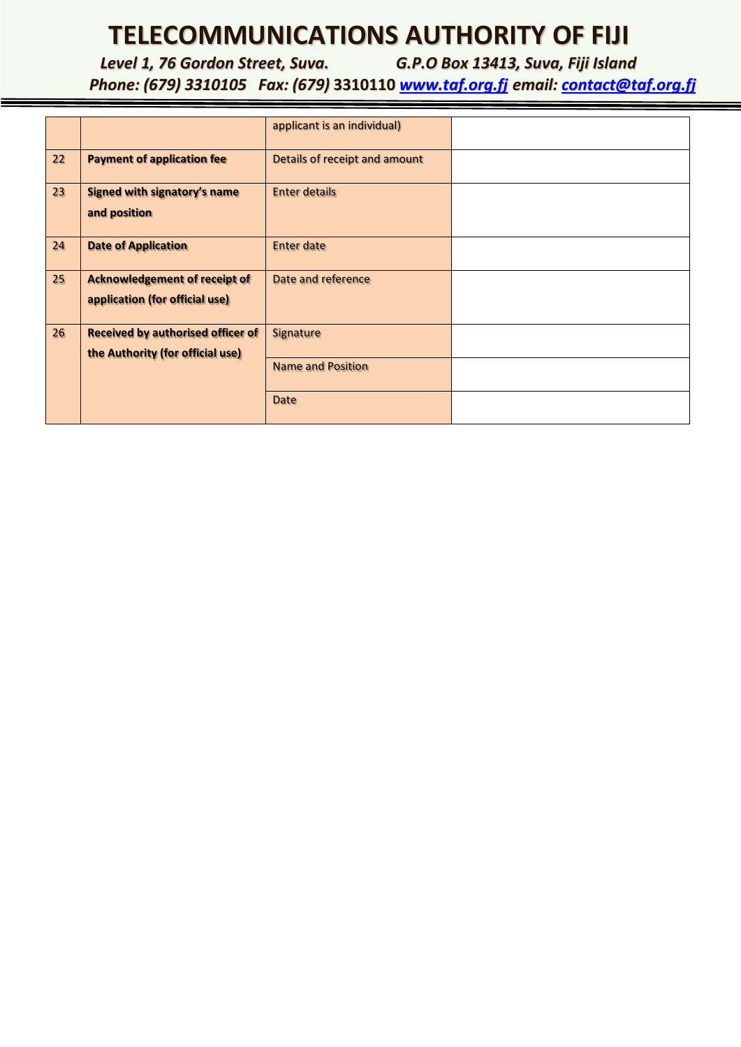| | | | |
|---|---|---|---|
| | | applicant is an individual) | |
| 22 | **Payment of application fee** | Details of receipt and amount | |
| 23 | **Signed with signatory's name and position** | Enter details | |
| 24 | **Date of Application** | Enter date | |
| 25 | **Acknowledgement of receipt of application (for official use)** | Date and reference | |
| 26 | **Received by authorised officer of the Authority (for official use)** | Signature | |
| | | Name and Position | |
| | | Date | |